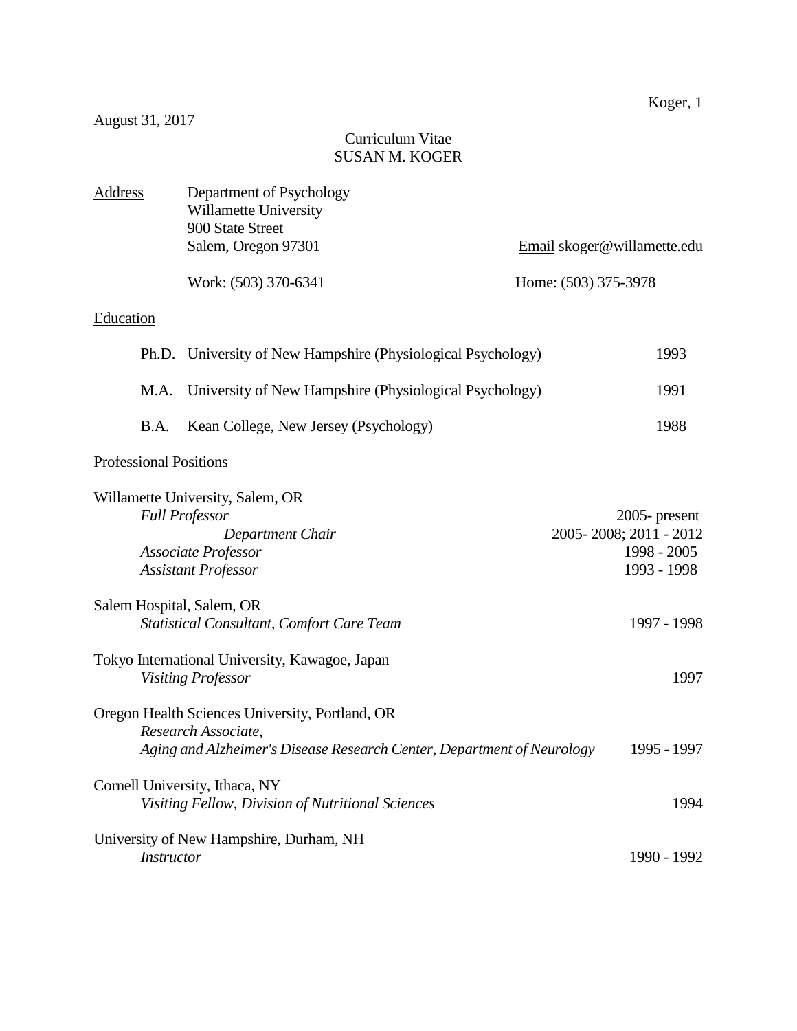August 31, 2017

# Curriculum Vitae
# SUSAN M. KOGER

**Address**

Department of Psychology
Willamette University
900 State Street
Salem, Oregon 97301

Email skoger@willamette.edu

Work: (503) 370-6341

Home: (503) 375-3978

## Education

| | | |
|---|---|---|
| Ph.D. | University of New Hampshire (Physiological Psychology) | 1993 |
| M.A. | University of New Hampshire (Physiological Psychology) | 1991 |
| B.A. | Kean College, New Jersey (Psychology) | 1988 |

## Professional Positions

Willamette University, Salem, OR

| | |
|---|---|
| *Full Professor* | 2005- present |
| *Department Chair* | 2005- 2008; 2011 - 2012 |
| *Associate Professor* | 1998 - 2005 |
| *Assistant Professor* | 1993 - 1998 |

Salem Hospital, Salem, OR

*Statistical Consultant, Comfort Care Team* — 1997 - 1998

Tokyo International University, Kawagoe, Japan

*Visiting Professor* — 1997

Oregon Health Sciences University, Portland, OR

*Research Associate,*
*Aging and Alzheimer's Disease Research Center, Department of Neurology* — 1995 - 1997

Cornell University, Ithaca, NY

*Visiting Fellow, Division of Nutritional Sciences* — 1994

University of New Hampshire, Durham, NH

*Instructor* — 1990 - 1992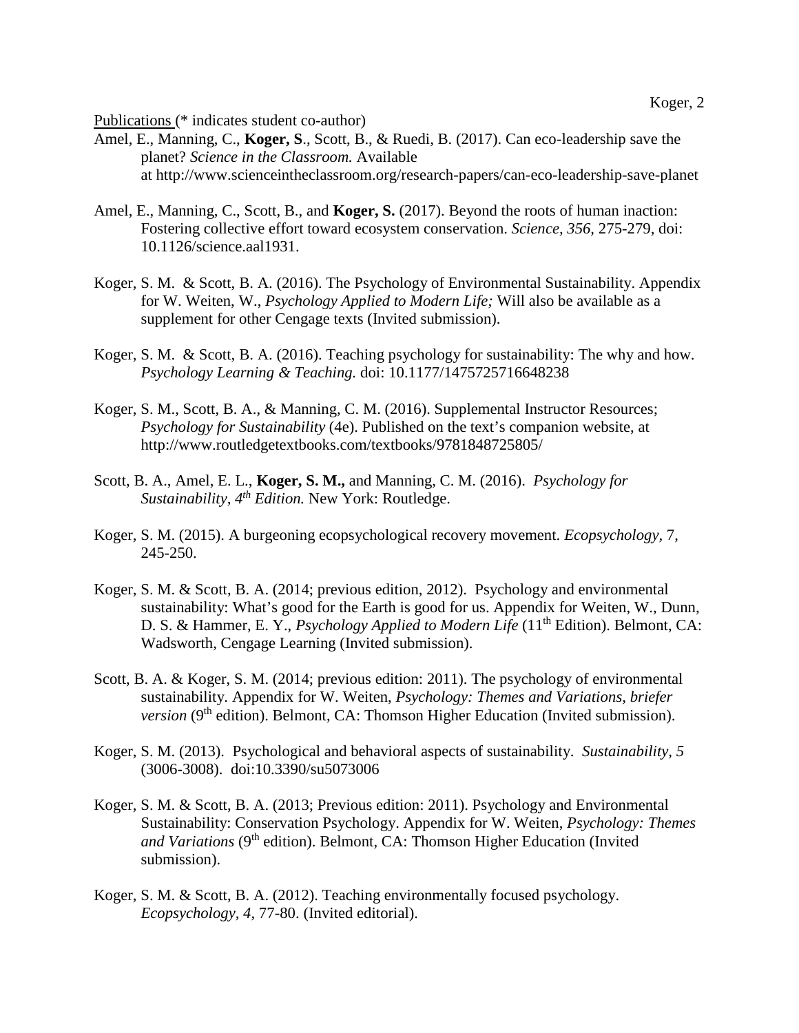Publications (* indicates student co-author)

Amel, E., Manning, C., **Koger, S**., Scott, B., & Ruedi, B. (2017). Can eco-leadership save the planet? *Science in the Classroom.* Available at http://www.scienceintheclassroom.org/research-papers/can-eco-leadership-save-planet

Amel, E., Manning, C., Scott, B., and **Koger, S.** (2017). Beyond the roots of human inaction: Fostering collective effort toward ecosystem conservation. *Science, 356,* 275-279, doi: 10.1126/science.aal1931.

Koger, S. M. & Scott, B. A. (2016). The Psychology of Environmental Sustainability. Appendix for W. Weiten, W., *Psychology Applied to Modern Life;* Will also be available as a supplement for other Cengage texts (Invited submission).

Koger, S. M. & Scott, B. A. (2016). Teaching psychology for sustainability: The why and how. *Psychology Learning & Teaching.* doi: 10.1177/1475725716648238

Koger, S. M., Scott, B. A., & Manning, C. M. (2016). Supplemental Instructor Resources; *Psychology for Sustainability* (4e). Published on the text's companion website, at http://www.routledgetextbooks.com/textbooks/9781848725805/

Scott, B. A., Amel, E. L., **Koger, S. M.,** and Manning, C. M. (2016). *Psychology for Sustainability, 4th Edition.* New York: Routledge.

Koger, S. M. (2015). A burgeoning ecopsychological recovery movement. *Ecopsychology,* 7, 245-250.

Koger, S. M. & Scott, B. A. (2014; previous edition, 2012). Psychology and environmental sustainability: What's good for the Earth is good for us. Appendix for Weiten, W., Dunn, D. S. & Hammer, E. Y., *Psychology Applied to Modern Life* (11th Edition). Belmont, CA: Wadsworth, Cengage Learning (Invited submission).

Scott, B. A. & Koger, S. M. (2014; previous edition: 2011). The psychology of environmental sustainability. Appendix for W. Weiten, *Psychology: Themes and Variations, briefer version* (9th edition). Belmont, CA: Thomson Higher Education (Invited submission).

Koger, S. M. (2013). Psychological and behavioral aspects of sustainability. *Sustainability, 5* (3006-3008). doi:10.3390/su5073006

Koger, S. M. & Scott, B. A. (2013; Previous edition: 2011). Psychology and Environmental Sustainability: Conservation Psychology. Appendix for W. Weiten, *Psychology: Themes and Variations* (9th edition). Belmont, CA: Thomson Higher Education (Invited submission).

Koger, S. M. & Scott, B. A. (2012). Teaching environmentally focused psychology. *Ecopsychology, 4,* 77-80. (Invited editorial).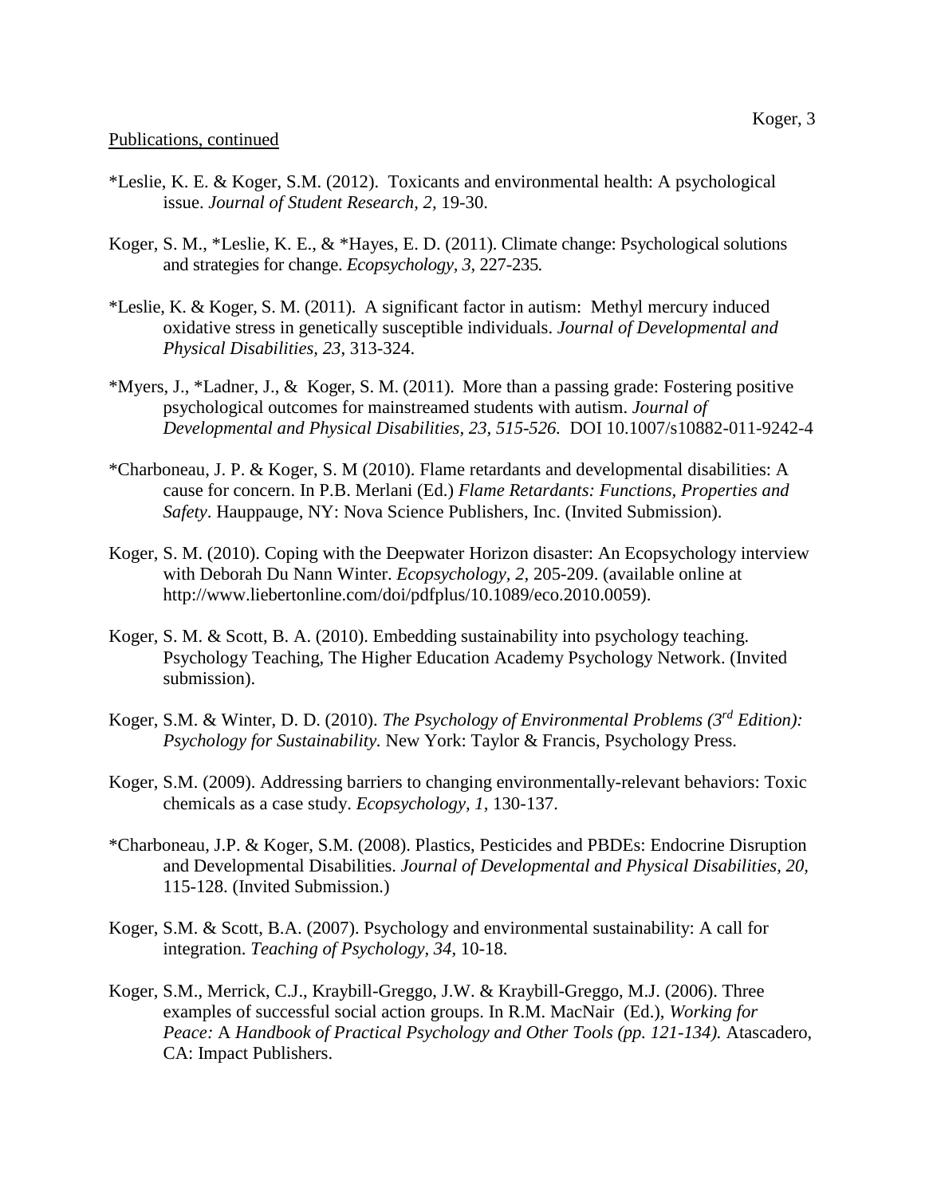Publications, continued

*Leslie, K. E. & Koger, S.M. (2012). Toxicants and environmental health: A psychological issue. *Journal of Student Research*, *2*, 19-30.

Koger, S. M., *Leslie, K. E., & *Hayes, E. D. (2011). Climate change: Psychological solutions and strategies for change. *Ecopsychology, 3,* 227-235*.*

*Leslie, K. & Koger, S. M. (2011). A significant factor in autism: Methyl mercury induced oxidative stress in genetically susceptible individuals. *Journal of Developmental and Physical Disabilities*, *23*, 313-324.

*Myers, J., *Ladner, J., & Koger, S. M. (2011). More than a passing grade: Fostering positive psychological outcomes for mainstreamed students with autism. *Journal of Developmental and Physical Disabilities*, *23, 515-526.* DOI 10.1007/s10882-011-9242-4

*Charboneau, J. P. & Koger, S. M (2010). Flame retardants and developmental disabilities: A cause for concern. In P.B. Merlani (Ed.) *Flame Retardants: Functions, Properties and Safety*. Hauppauge, NY: Nova Science Publishers, Inc. (Invited Submission).

Koger, S. M. (2010). Coping with the Deepwater Horizon disaster: An Ecopsychology interview with Deborah Du Nann Winter. *Ecopsychology*, *2*, 205-209. (available online at http://www.liebertonline.com/doi/pdfplus/10.1089/eco.2010.0059).

Koger, S. M. & Scott, B. A. (2010). Embedding sustainability into psychology teaching. Psychology Teaching, The Higher Education Academy Psychology Network. (Invited submission).

Koger, S.M. & Winter, D. D. (2010). *The Psychology of Environmental Problems (3rd Edition): Psychology for Sustainability.* New York: Taylor & Francis, Psychology Press.

Koger, S.M. (2009). Addressing barriers to changing environmentally-relevant behaviors: Toxic chemicals as a case study. *Ecopsychology*, *1,* 130-137.

*Charboneau, J.P. & Koger, S.M. (2008). Plastics, Pesticides and PBDEs: Endocrine Disruption and Developmental Disabilities. *Journal of Developmental and Physical Disabilities, 20,* 115-128. (Invited Submission.)

Koger, S.M. & Scott, B.A. (2007). Psychology and environmental sustainability: A call for integration. *Teaching of Psychology, 34,* 10-18.

Koger, S.M., Merrick, C.J., Kraybill-Greggo, J.W. & Kraybill-Greggo, M.J. (2006). Three examples of successful social action groups. In R.M. MacNair (Ed.), *Working for Peace:* A *Handbook of Practical Psychology and Other Tools (pp. 121-134).* Atascadero, CA: Impact Publishers.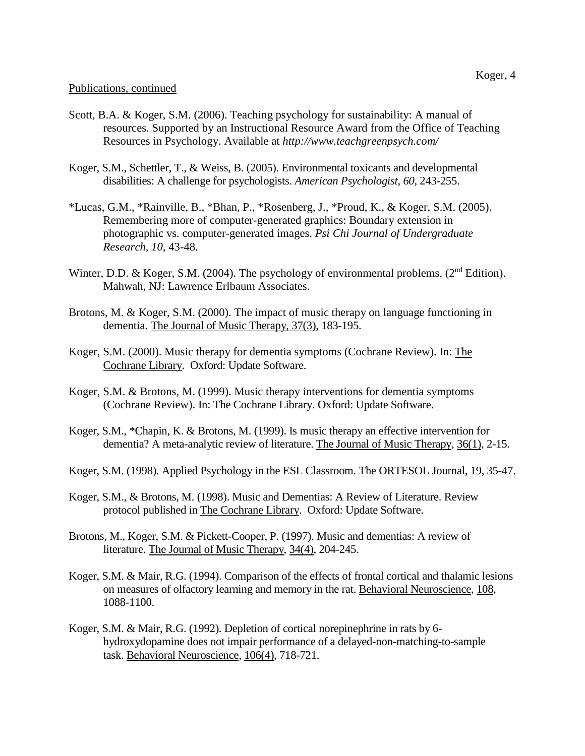Publications, continued

Scott, B.A. & Koger, S.M. (2006). Teaching psychology for sustainability: A manual of resources. Supported by an Instructional Resource Award from the Office of Teaching Resources in Psychology. Available at *http://www.teachgreenpsych.com/*

Koger, S.M., Schettler, T., & Weiss, B. (2005). Environmental toxicants and developmental disabilities: A challenge for psychologists. *American Psychologist, 60,* 243-255.

*Lucas, G.M., *Rainville, B., *Bhan, P., *Rosenberg, J., *Proud, K., & Koger, S.M. (2005). Remembering more of computer-generated graphics: Boundary extension in photographic vs. computer-generated images. *Psi Chi Journal of Undergraduate Research, 10,* 43-48.

Winter, D.D. & Koger, S.M. (2004). The psychology of environmental problems. (2nd Edition). Mahwah, NJ: Lawrence Erlbaum Associates.

Brotons, M. & Koger, S.M. (2000). The impact of music therapy on language functioning in dementia. The Journal of Music Therapy, 37(3), 183-195.

Koger, S.M. (2000). Music therapy for dementia symptoms (Cochrane Review). In: The Cochrane Library. Oxford: Update Software.

Koger, S.M. & Brotons, M. (1999). Music therapy interventions for dementia symptoms (Cochrane Review). In: The Cochrane Library. Oxford: Update Software.

Koger, S.M., *Chapin, K. & Brotons, M. (1999). Is music therapy an effective intervention for dementia? A meta-analytic review of literature. The Journal of Music Therapy, 36(1), 2-15.

Koger, S.M. (1998). Applied Psychology in the ESL Classroom. The ORTESOL Journal, 19, 35-47.

Koger, S.M., & Brotons, M. (1998). Music and Dementias: A Review of Literature. Review protocol published in The Cochrane Library. Oxford: Update Software.

Brotons, M., Koger, S.M. & Pickett-Cooper, P. (1997). Music and dementias: A review of literature. The Journal of Music Therapy, 34(4), 204-245.

Koger, S.M. & Mair, R.G. (1994). Comparison of the effects of frontal cortical and thalamic lesions on measures of olfactory learning and memory in the rat. Behavioral Neuroscience, 108, 1088-1100.

Koger, S.M. & Mair, R.G. (1992). Depletion of cortical norepinephrine in rats by 6-hydroxydopamine does not impair performance of a delayed-non-matching-to-sample task. Behavioral Neuroscience, 106(4), 718-721.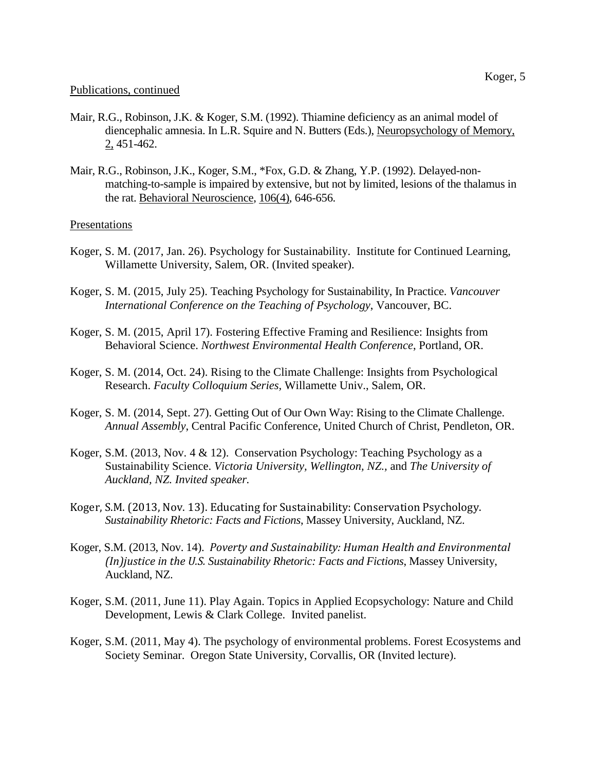Publications, continued

Mair, R.G., Robinson, J.K. & Koger, S.M. (1992). Thiamine deficiency as an animal model of diencephalic amnesia. In L.R. Squire and N. Butters (Eds.), Neuropsychology of Memory, 2, 451-462.

Mair, R.G., Robinson, J.K., Koger, S.M., *Fox, G.D. & Zhang, Y.P. (1992). Delayed-non-matching-to-sample is impaired by extensive, but not by limited, lesions of the thalamus in the rat. Behavioral Neuroscience, 106(4), 646-656.

Presentations

Koger, S. M. (2017, Jan. 26). Psychology for Sustainability. Institute for Continued Learning, Willamette University, Salem, OR. (Invited speaker).

Koger, S. M. (2015, July 25). Teaching Psychology for Sustainability, In Practice. *Vancouver International Conference on the Teaching of Psychology*, Vancouver, BC.

Koger, S. M. (2015, April 17). Fostering Effective Framing and Resilience: Insights from Behavioral Science. *Northwest Environmental Health Conference*, Portland, OR.

Koger, S. M. (2014, Oct. 24). Rising to the Climate Challenge: Insights from Psychological Research. *Faculty Colloquium Series*, Willamette Univ., Salem, OR.

Koger, S. M. (2014, Sept. 27). Getting Out of Our Own Way: Rising to the Climate Challenge. *Annual Assembly*, Central Pacific Conference, United Church of Christ, Pendleton, OR.

Koger, S.M. (2013, Nov. 4 & 12). Conservation Psychology: Teaching Psychology as a Sustainability Science. *Victoria University, Wellington, NZ.,* and *The University of Auckland, NZ. Invited speaker.*

Koger, S.M. (2013, Nov. 13). Educating for Sustainability: Conservation Psychology. *Sustainability Rhetoric: Facts and Fictions*, Massey University, Auckland, NZ.

Koger, S.M. (2013, Nov. 14). *Poverty and Sustainability: Human Health and Environmental (In)justice in the U.S. Sustainability Rhetoric: Facts and Fictions*, Massey University, Auckland, NZ.

Koger, S.M. (2011, June 11). Play Again. Topics in Applied Ecopsychology: Nature and Child Development, Lewis & Clark College. Invited panelist.

Koger, S.M. (2011, May 4). The psychology of environmental problems. Forest Ecosystems and Society Seminar. Oregon State University, Corvallis, OR (Invited lecture).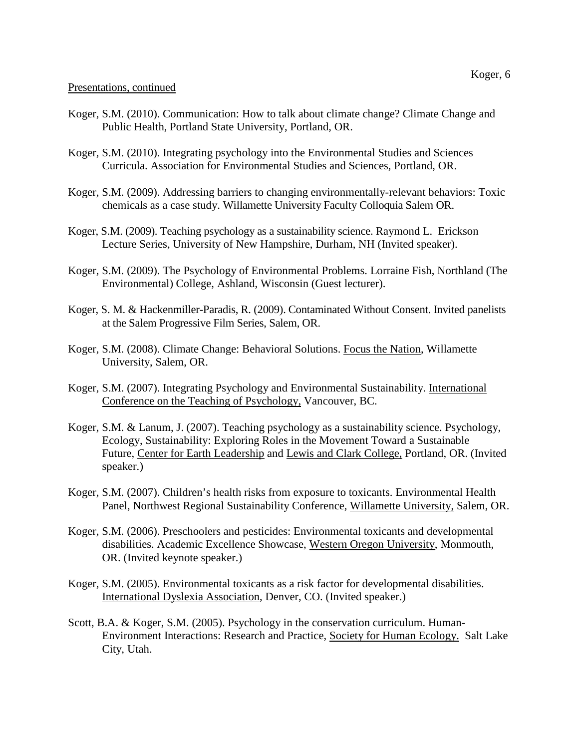Presentations, continued

Koger, S.M. (2010). Communication: How to talk about climate change? Climate Change and Public Health, Portland State University, Portland, OR.

Koger, S.M. (2010). Integrating psychology into the Environmental Studies and Sciences Curricula. Association for Environmental Studies and Sciences, Portland, OR.

Koger, S.M. (2009). Addressing barriers to changing environmentally-relevant behaviors: Toxic chemicals as a case study. Willamette University Faculty Colloquia Salem OR.

Koger, S.M. (2009). Teaching psychology as a sustainability science. Raymond L. Erickson Lecture Series, University of New Hampshire, Durham, NH (Invited speaker).

Koger, S.M. (2009). The Psychology of Environmental Problems. Lorraine Fish, Northland (The Environmental) College, Ashland, Wisconsin (Guest lecturer).

Koger, S. M. & Hackenmiller-Paradis, R. (2009). Contaminated Without Consent. Invited panelists at the Salem Progressive Film Series, Salem, OR.

Koger, S.M. (2008). Climate Change: Behavioral Solutions. Focus the Nation, Willamette University, Salem, OR.

Koger, S.M. (2007). Integrating Psychology and Environmental Sustainability. International Conference on the Teaching of Psychology, Vancouver, BC.

Koger, S.M. & Lanum, J. (2007). Teaching psychology as a sustainability science. Psychology, Ecology, Sustainability: Exploring Roles in the Movement Toward a Sustainable Future, Center for Earth Leadership and Lewis and Clark College, Portland, OR. (Invited speaker.)

Koger, S.M. (2007). Children's health risks from exposure to toxicants. Environmental Health Panel, Northwest Regional Sustainability Conference, Willamette University, Salem, OR.

Koger, S.M. (2006). Preschoolers and pesticides: Environmental toxicants and developmental disabilities. Academic Excellence Showcase, Western Oregon University, Monmouth, OR. (Invited keynote speaker.)

Koger, S.M. (2005). Environmental toxicants as a risk factor for developmental disabilities. International Dyslexia Association, Denver, CO. (Invited speaker.)

Scott, B.A. & Koger, S.M. (2005). Psychology in the conservation curriculum. Human-Environment Interactions: Research and Practice, Society for Human Ecology. Salt Lake City, Utah.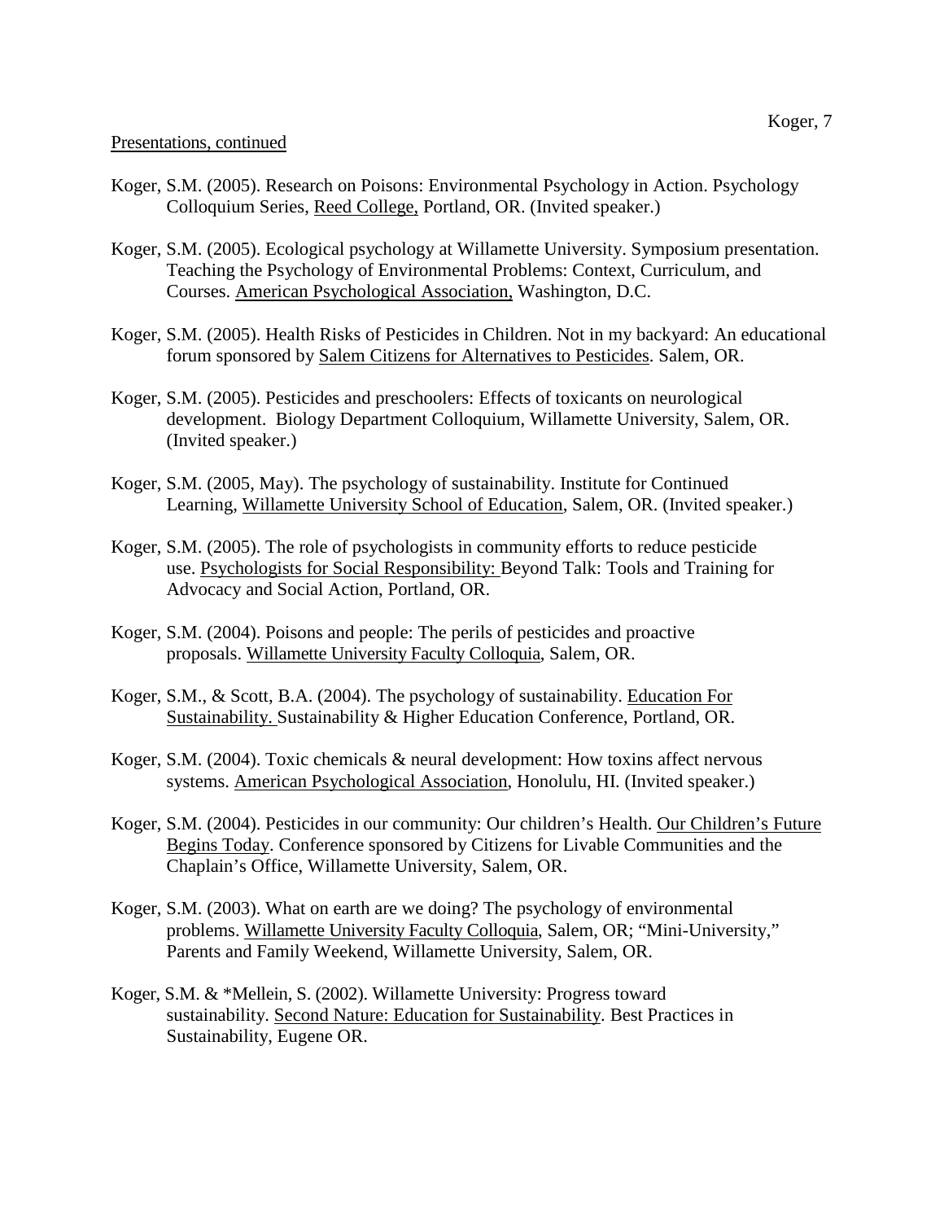Presentations, continued

Koger, S.M. (2005). Research on Poisons: Environmental Psychology in Action. Psychology Colloquium Series, Reed College, Portland, OR. (Invited speaker.)

Koger, S.M. (2005). Ecological psychology at Willamette University. Symposium presentation. Teaching the Psychology of Environmental Problems: Context, Curriculum, and Courses. American Psychological Association, Washington, D.C.

Koger, S.M. (2005). Health Risks of Pesticides in Children. Not in my backyard: An educational forum sponsored by Salem Citizens for Alternatives to Pesticides. Salem, OR.

Koger, S.M. (2005). Pesticides and preschoolers: Effects of toxicants on neurological development. Biology Department Colloquium, Willamette University, Salem, OR. (Invited speaker.)

Koger, S.M. (2005, May). The psychology of sustainability. Institute for Continued Learning, Willamette University School of Education, Salem, OR. (Invited speaker.)

Koger, S.M. (2005). The role of psychologists in community efforts to reduce pesticide use. Psychologists for Social Responsibility: Beyond Talk: Tools and Training for Advocacy and Social Action, Portland, OR.

Koger, S.M. (2004). Poisons and people: The perils of pesticides and proactive proposals. Willamette University Faculty Colloquia, Salem, OR.

Koger, S.M., & Scott, B.A. (2004). The psychology of sustainability. Education For Sustainability. Sustainability & Higher Education Conference, Portland, OR.

Koger, S.M. (2004). Toxic chemicals & neural development: How toxins affect nervous systems. American Psychological Association, Honolulu, HI. (Invited speaker.)

Koger, S.M. (2004). Pesticides in our community: Our children's Health. Our Children's Future Begins Today. Conference sponsored by Citizens for Livable Communities and the Chaplain's Office, Willamette University, Salem, OR.

Koger, S.M. (2003). What on earth are we doing? The psychology of environmental problems. Willamette University Faculty Colloquia, Salem, OR; "Mini-University," Parents and Family Weekend, Willamette University, Salem, OR.

Koger, S.M. & *Mellein, S. (2002). Willamette University: Progress toward sustainability. Second Nature: Education for Sustainability. Best Practices in Sustainability, Eugene OR.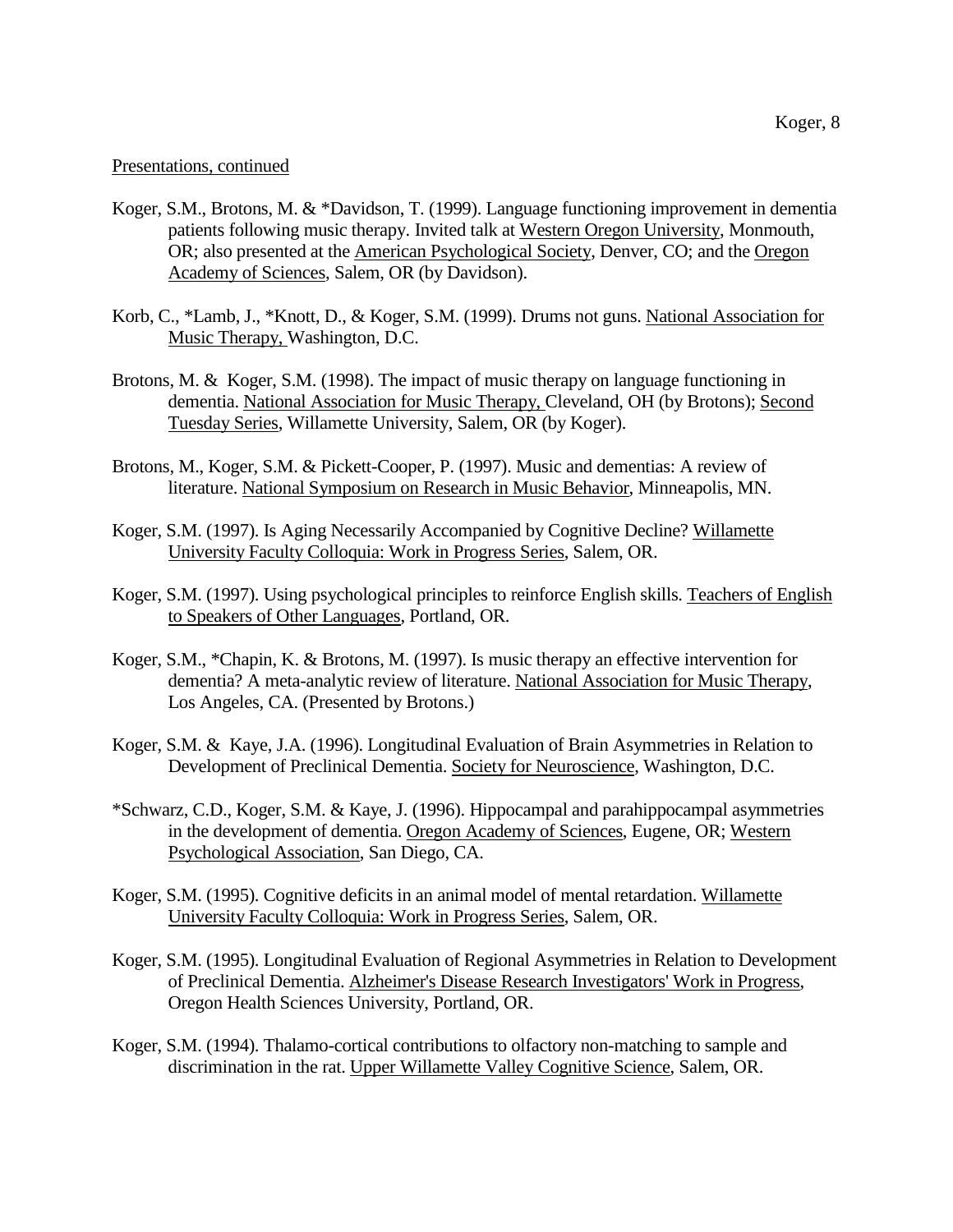Presentations, continued

Koger, S.M., Brotons, M. & *Davidson, T. (1999). Language functioning improvement in dementia patients following music therapy. Invited talk at Western Oregon University, Monmouth, OR; also presented at the American Psychological Society, Denver, CO; and the Oregon Academy of Sciences, Salem, OR (by Davidson).

Korb, C., *Lamb, J., *Knott, D., & Koger, S.M. (1999). Drums not guns. National Association for Music Therapy, Washington, D.C.

Brotons, M. & Koger, S.M. (1998). The impact of music therapy on language functioning in dementia. National Association for Music Therapy, Cleveland, OH (by Brotons); Second Tuesday Series, Willamette University, Salem, OR (by Koger).

Brotons, M., Koger, S.M. & Pickett-Cooper, P. (1997). Music and dementias: A review of literature. National Symposium on Research in Music Behavior, Minneapolis, MN.

Koger, S.M. (1997). Is Aging Necessarily Accompanied by Cognitive Decline? Willamette University Faculty Colloquia: Work in Progress Series, Salem, OR.

Koger, S.M. (1997). Using psychological principles to reinforce English skills. Teachers of English to Speakers of Other Languages, Portland, OR.

Koger, S.M., *Chapin, K. & Brotons, M. (1997). Is music therapy an effective intervention for dementia? A meta-analytic review of literature. National Association for Music Therapy, Los Angeles, CA. (Presented by Brotons.)

Koger, S.M. & Kaye, J.A. (1996). Longitudinal Evaluation of Brain Asymmetries in Relation to Development of Preclinical Dementia. Society for Neuroscience, Washington, D.C.

*Schwarz, C.D., Koger, S.M. & Kaye, J. (1996). Hippocampal and parahippocampal asymmetries in the development of dementia. Oregon Academy of Sciences, Eugene, OR; Western Psychological Association, San Diego, CA.

Koger, S.M. (1995). Cognitive deficits in an animal model of mental retardation. Willamette University Faculty Colloquia: Work in Progress Series, Salem, OR.

Koger, S.M. (1995). Longitudinal Evaluation of Regional Asymmetries in Relation to Development of Preclinical Dementia. Alzheimer's Disease Research Investigators' Work in Progress, Oregon Health Sciences University, Portland, OR.

Koger, S.M. (1994). Thalamo-cortical contributions to olfactory non-matching to sample and discrimination in the rat. Upper Willamette Valley Cognitive Science, Salem, OR.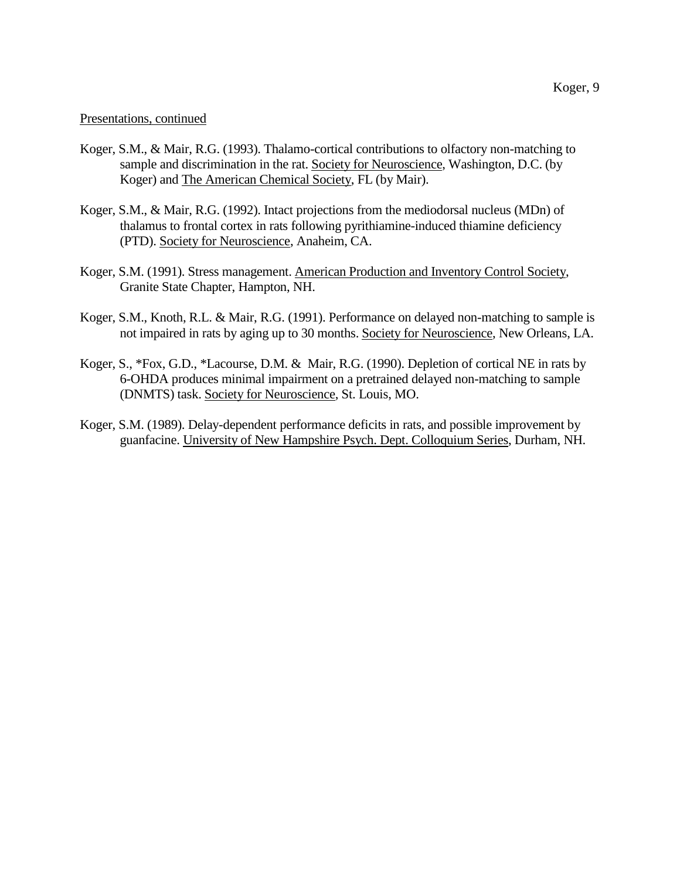Presentations, continued

Koger, S.M., & Mair, R.G. (1993). Thalamo-cortical contributions to olfactory non-matching to sample and discrimination in the rat. Society for Neuroscience, Washington, D.C. (by Koger) and The American Chemical Society, FL (by Mair).

Koger, S.M., & Mair, R.G. (1992). Intact projections from the mediodorsal nucleus (MDn) of thalamus to frontal cortex in rats following pyrithiamine-induced thiamine deficiency (PTD). Society for Neuroscience, Anaheim, CA.

Koger, S.M. (1991). Stress management. American Production and Inventory Control Society, Granite State Chapter, Hampton, NH.

Koger, S.M., Knoth, R.L. & Mair, R.G. (1991). Performance on delayed non-matching to sample is not impaired in rats by aging up to 30 months. Society for Neuroscience, New Orleans, LA.

Koger, S., *Fox, G.D., *Lacourse, D.M. & Mair, R.G. (1990). Depletion of cortical NE in rats by 6-OHDA produces minimal impairment on a pretrained delayed non-matching to sample (DNMTS) task. Society for Neuroscience, St. Louis, MO.

Koger, S.M. (1989). Delay-dependent performance deficits in rats, and possible improvement by guanfacine. University of New Hampshire Psych. Dept. Colloquium Series, Durham, NH.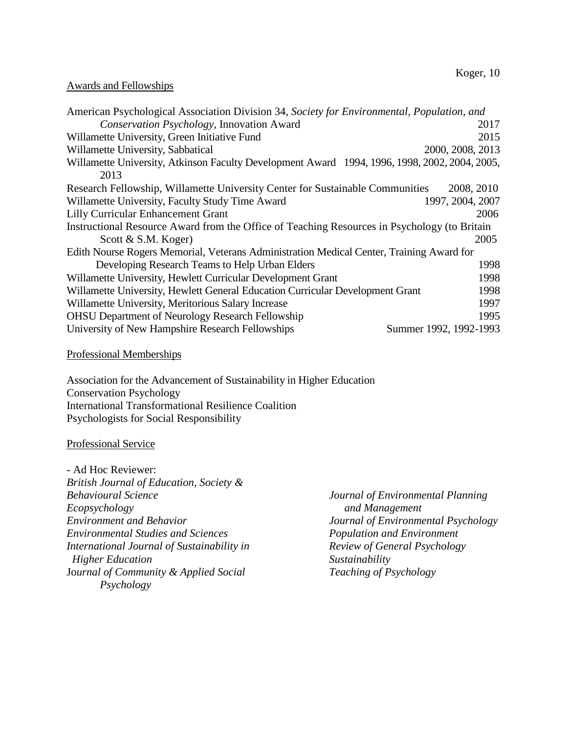## Awards and Fellowships

| | |
|---|---|
| American Psychological Association Division 34, *Society for Environmental, Population, and Conservation Psychology*, Innovation Award | 2017 |
| Willamette University, Green Initiative Fund | 2015 |
| Willamette University, Sabbatical | 2000, 2008, 2013 |
| Willamette University, Atkinson Faculty Development Award | 1994, 1996, 1998, 2002, 2004, 2005, 2013 |
| Research Fellowship, Willamette University Center for Sustainable Communities | 2008, 2010 |
| Willamette University, Faculty Study Time Award | 1997, 2004, 2007 |
| Lilly Curricular Enhancement Grant | 2006 |
| Instructional Resource Award from the Office of Teaching Resources in Psychology (to Britain Scott & S.M. Koger) | 2005 |
| Edith Nourse Rogers Memorial, Veterans Administration Medical Center, Training Award for Developing Research Teams to Help Urban Elders | 1998 |
| Willamette University, Hewlett Curricular Development Grant | 1998 |
| Willamette University, Hewlett General Education Curricular Development Grant | 1998 |
| Willamette University, Meritorious Salary Increase | 1997 |
| OHSU Department of Neurology Research Fellowship | 1995 |
| University of New Hampshire Research Fellowships | Summer 1992, 1992-1993 |

## Professional Memberships

Association for the Advancement of Sustainability in Higher Education
Conservation Psychology
International Transformational Resilience Coalition
Psychologists for Social Responsibility

## Professional Service

- Ad Hoc Reviewer:

*British Journal of Education, Society & Behavioural Science*
*Ecopsychology*
*Environment and Behavior*
*Environmental Studies and Sciences*
*International Journal of Sustainability in Higher Education*
*Journal of Community & Applied Social Psychology*
*Journal of Environmental Planning and Management*
*Journal of Environmental Psychology*
*Population and Environment*
*Review of General Psychology*
*Sustainability*
*Teaching of Psychology*